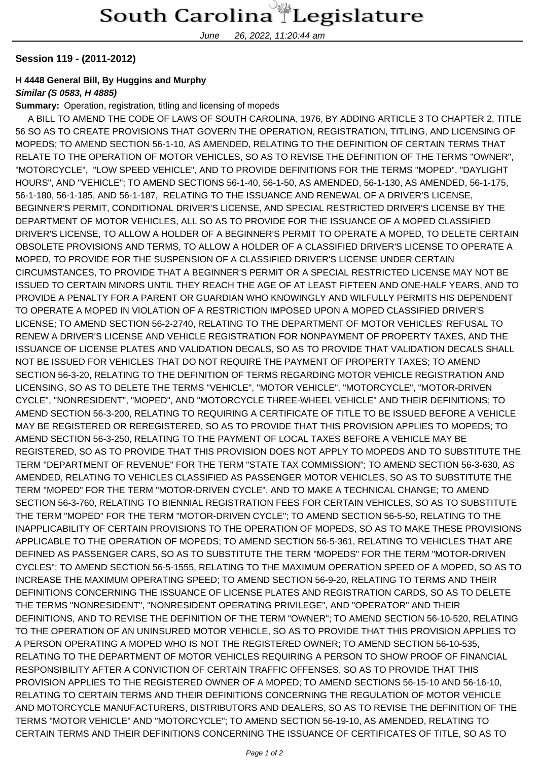# South Carolina Legislature

June 26, 2022, 11:20:44 am

**Session 119 - (2011-2012)**

**H 4448 General Bill, By Huggins and Murphy**
***Similar (S 0583, H 4885)***

**Summary:** Operation, registration, titling and licensing of mopeds

A BILL TO AMEND THE CODE OF LAWS OF SOUTH CAROLINA, 1976, BY ADDING ARTICLE 3 TO CHAPTER 2, TITLE 56 SO AS TO CREATE PROVISIONS THAT GOVERN THE OPERATION, REGISTRATION, TITLING, AND LICENSING OF MOPEDS; TO AMEND SECTION 56-1-10, AS AMENDED, RELATING TO THE DEFINITION OF CERTAIN TERMS THAT RELATE TO THE OPERATION OF MOTOR VEHICLES, SO AS TO REVISE THE DEFINITION OF THE TERMS "OWNER", "MOTORCYCLE", "LOW SPEED VEHICLE", AND TO PROVIDE DEFINITIONS FOR THE TERMS "MOPED", "DAYLIGHT HOURS", AND "VEHICLE"; TO AMEND SECTIONS 56-1-40, 56-1-50, AS AMENDED, 56-1-130, AS AMENDED, 56-1-175, 56-1-180, 56-1-185, AND 56-1-187, RELATING TO THE ISSUANCE AND RENEWAL OF A DRIVER'S LICENSE, BEGINNER'S PERMIT, CONDITIONAL DRIVER'S LICENSE, AND SPECIAL RESTRICTED DRIVER'S LICENSE BY THE DEPARTMENT OF MOTOR VEHICLES, ALL SO AS TO PROVIDE FOR THE ISSUANCE OF A MOPED CLASSIFIED DRIVER'S LICENSE, TO ALLOW A HOLDER OF A BEGINNER'S PERMIT TO OPERATE A MOPED, TO DELETE CERTAIN OBSOLETE PROVISIONS AND TERMS, TO ALLOW A HOLDER OF A CLASSIFIED DRIVER'S LICENSE TO OPERATE A MOPED, TO PROVIDE FOR THE SUSPENSION OF A CLASSIFIED DRIVER'S LICENSE UNDER CERTAIN CIRCUMSTANCES, TO PROVIDE THAT A BEGINNER'S PERMIT OR A SPECIAL RESTRICTED LICENSE MAY NOT BE ISSUED TO CERTAIN MINORS UNTIL THEY REACH THE AGE OF AT LEAST FIFTEEN AND ONE-HALF YEARS, AND TO PROVIDE A PENALTY FOR A PARENT OR GUARDIAN WHO KNOWINGLY AND WILFULLY PERMITS HIS DEPENDENT TO OPERATE A MOPED IN VIOLATION OF A RESTRICTION IMPOSED UPON A MOPED CLASSIFIED DRIVER'S LICENSE; TO AMEND SECTION 56-2-2740, RELATING TO THE DEPARTMENT OF MOTOR VEHICLES' REFUSAL TO RENEW A DRIVER'S LICENSE AND VEHICLE REGISTRATION FOR NONPAYMENT OF PROPERTY TAXES, AND THE ISSUANCE OF LICENSE PLATES AND VALIDATION DECALS, SO AS TO PROVIDE THAT VALIDATION DECALS SHALL NOT BE ISSUED FOR VEHICLES THAT DO NOT REQUIRE THE PAYMENT OF PROPERTY TAXES; TO AMEND SECTION 56-3-20, RELATING TO THE DEFINITION OF TERMS REGARDING MOTOR VEHICLE REGISTRATION AND LICENSING, SO AS TO DELETE THE TERMS "VEHICLE", "MOTOR VEHICLE", "MOTORCYCLE", "MOTOR-DRIVEN CYCLE", "NONRESIDENT", "MOPED", AND "MOTORCYCLE THREE-WHEEL VEHICLE" AND THEIR DEFINITIONS; TO AMEND SECTION 56-3-200, RELATING TO REQUIRING A CERTIFICATE OF TITLE TO BE ISSUED BEFORE A VEHICLE MAY BE REGISTERED OR REREGISTERED, SO AS TO PROVIDE THAT THIS PROVISION APPLIES TO MOPEDS; TO AMEND SECTION 56-3-250, RELATING TO THE PAYMENT OF LOCAL TAXES BEFORE A VEHICLE MAY BE REGISTERED, SO AS TO PROVIDE THAT THIS PROVISION DOES NOT APPLY TO MOPEDS AND TO SUBSTITUTE THE TERM "DEPARTMENT OF REVENUE" FOR THE TERM "STATE TAX COMMISSION"; TO AMEND SECTION 56-3-630, AS AMENDED, RELATING TO VEHICLES CLASSIFIED AS PASSENGER MOTOR VEHICLES, SO AS TO SUBSTITUTE THE TERM "MOPED" FOR THE TERM "MOTOR-DRIVEN CYCLE", AND TO MAKE A TECHNICAL CHANGE; TO AMEND SECTION 56-3-760, RELATING TO BIENNIAL REGISTRATION FEES FOR CERTAIN VEHICLES, SO AS TO SUBSTITUTE THE TERM "MOPED" FOR THE TERM "MOTOR-DRIVEN CYCLE"; TO AMEND SECTION 56-5-50, RELATING TO THE INAPPLICABILITY OF CERTAIN PROVISIONS TO THE OPERATION OF MOPEDS, SO AS TO MAKE THESE PROVISIONS APPLICABLE TO THE OPERATION OF MOPEDS; TO AMEND SECTION 56-5-361, RELATING TO VEHICLES THAT ARE DEFINED AS PASSENGER CARS, SO AS TO SUBSTITUTE THE TERM "MOPEDS" FOR THE TERM "MOTOR-DRIVEN CYCLES"; TO AMEND SECTION 56-5-1555, RELATING TO THE MAXIMUM OPERATION SPEED OF A MOPED, SO AS TO INCREASE THE MAXIMUM OPERATING SPEED; TO AMEND SECTION 56-9-20, RELATING TO TERMS AND THEIR DEFINITIONS CONCERNING THE ISSUANCE OF LICENSE PLATES AND REGISTRATION CARDS, SO AS TO DELETE THE TERMS "NONRESIDENT", "NONRESIDENT OPERATING PRIVILEGE", AND "OPERATOR" AND THEIR DEFINITIONS, AND TO REVISE THE DEFINITION OF THE TERM "OWNER"; TO AMEND SECTION 56-10-520, RELATING TO THE OPERATION OF AN UNINSURED MOTOR VEHICLE, SO AS TO PROVIDE THAT THIS PROVISION APPLIES TO A PERSON OPERATING A MOPED WHO IS NOT THE REGISTERED OWNER; TO AMEND SECTION 56-10-535, RELATING TO THE DEPARTMENT OF MOTOR VEHICLES REQUIRING A PERSON TO SHOW PROOF OF FINANCIAL RESPONSIBILITY AFTER A CONVICTION OF CERTAIN TRAFFIC OFFENSES, SO AS TO PROVIDE THAT THIS PROVISION APPLIES TO THE REGISTERED OWNER OF A MOPED; TO AMEND SECTIONS 56-15-10 AND 56-16-10, RELATING TO CERTAIN TERMS AND THEIR DEFINITIONS CONCERNING THE REGULATION OF MOTOR VEHICLE AND MOTORCYCLE MANUFACTURERS, DISTRIBUTORS AND DEALERS, SO AS TO REVISE THE DEFINITION OF THE TERMS "MOTOR VEHICLE" AND "MOTORCYCLE"; TO AMEND SECTION 56-19-10, AS AMENDED, RELATING TO CERTAIN TERMS AND THEIR DEFINITIONS CONCERNING THE ISSUANCE OF CERTIFICATES OF TITLE, SO AS TO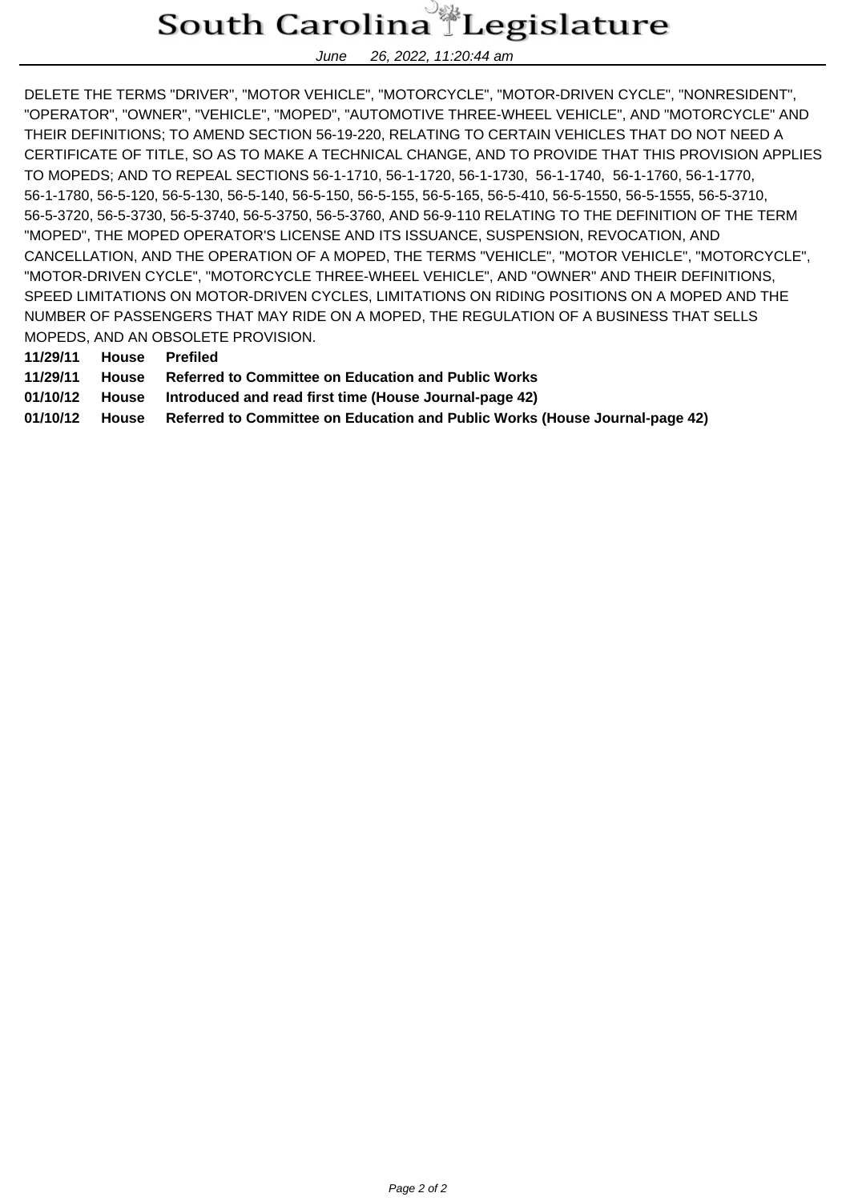DELETE THE TERMS "DRIVER", "MOTOR VEHICLE", "MOTORCYCLE", "MOTOR-DRIVEN CYCLE", "NONRESIDENT", "OPERATOR", "OWNER", "VEHICLE", "MOPED", "AUTOMOTIVE THREE-WHEEL VEHICLE", AND "MOTORCYCLE" AND THEIR DEFINITIONS; TO AMEND SECTION 56-19-220, RELATING TO CERTAIN VEHICLES THAT DO NOT NEED A CERTIFICATE OF TITLE, SO AS TO MAKE A TECHNICAL CHANGE, AND TO PROVIDE THAT THIS PROVISION APPLIES TO MOPEDS; AND TO REPEAL SECTIONS 56-1-1710, 56-1-1720, 56-1-1730, 56-1-1740, 56-1-1760, 56-1-1770, 56-1-1780, 56-5-120, 56-5-130, 56-5-140, 56-5-150, 56-5-155, 56-5-165, 56-5-410, 56-5-1550, 56-5-1555, 56-5-3710, 56-5-3720, 56-5-3730, 56-5-3740, 56-5-3750, 56-5-3760, AND 56-9-110 RELATING TO THE DEFINITION OF THE TERM "MOPED", THE MOPED OPERATOR'S LICENSE AND ITS ISSUANCE, SUSPENSION, REVOCATION, AND CANCELLATION, AND THE OPERATION OF A MOPED, THE TERMS "VEHICLE", "MOTOR VEHICLE", "MOTORCYCLE", "MOTOR-DRIVEN CYCLE", "MOTORCYCLE THREE-WHEEL VEHICLE", AND "OWNER" AND THEIR DEFINITIONS, SPEED LIMITATIONS ON MOTOR-DRIVEN CYCLES, LIMITATIONS ON RIDING POSITIONS ON A MOPED AND THE NUMBER OF PASSENGERS THAT MAY RIDE ON A MOPED, THE REGULATION OF A BUSINESS THAT SELLS MOPEDS, AND AN OBSOLETE PROVISION.

**11/29/11 House Prefiled**

**11/29/11 House Referred to Committee on Education and Public Works**

**01/10/12 House Introduced and read first time (House Journal-page 42)**

**01/10/12 House Referred to Committee on Education and Public Works (House Journal-page 42)**